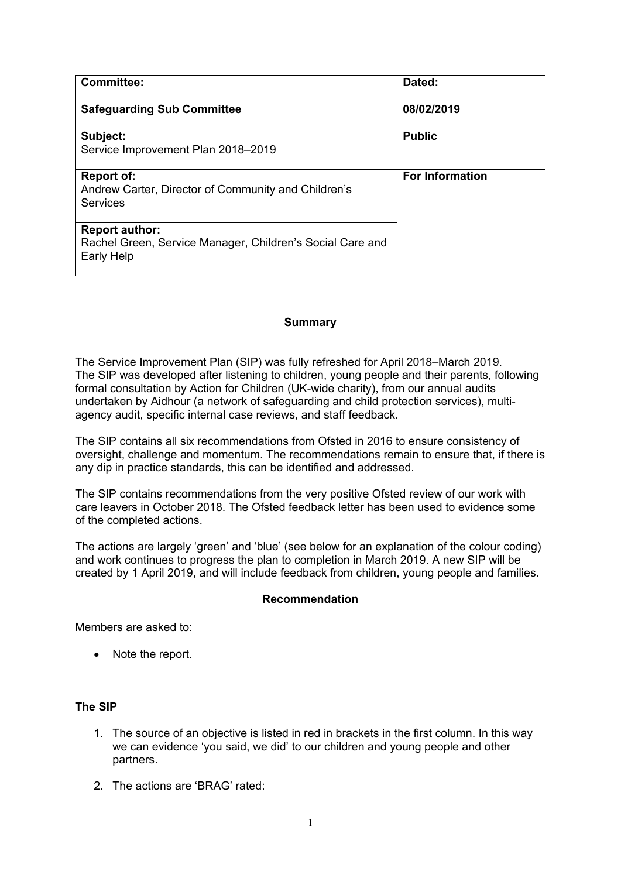| Committee: | Dated: |
| --- | --- |
| **Safeguarding Sub Committee** | **08/02/2019** |
| **Subject:** Service Improvement Plan 2018–2019 | **Public** |
| **Report of:** Andrew Carter, Director of Community and Children's Services | **For Information** |
| **Report author:** Rachel Green, Service Manager, Children's Social Care and Early Help | |

## Summary

The Service Improvement Plan (SIP) was fully refreshed for April 2018–March 2019. The SIP was developed after listening to children, young people and their parents, following formal consultation by Action for Children (UK-wide charity), from our annual audits undertaken by Aidhour (a network of safeguarding and child protection services), multi-agency audit, specific internal case reviews, and staff feedback.

The SIP contains all six recommendations from Ofsted in 2016 to ensure consistency of oversight, challenge and momentum. The recommendations remain to ensure that, if there is any dip in practice standards, this can be identified and addressed.

The SIP contains recommendations from the very positive Ofsted review of our work with care leavers in October 2018. The Ofsted feedback letter has been used to evidence some of the completed actions.

The actions are largely 'green' and 'blue' (see below for an explanation of the colour coding) and work continues to progress the plan to completion in March 2019. A new SIP will be created by 1 April 2019, and will include feedback from children, young people and families.

## Recommendation

Members are asked to:

- Note the report.

### The SIP

1. The source of an objective is listed in red in brackets in the first column. In this way we can evidence 'you said, we did' to our children and young people and other partners.
2. The actions are 'BRAG' rated: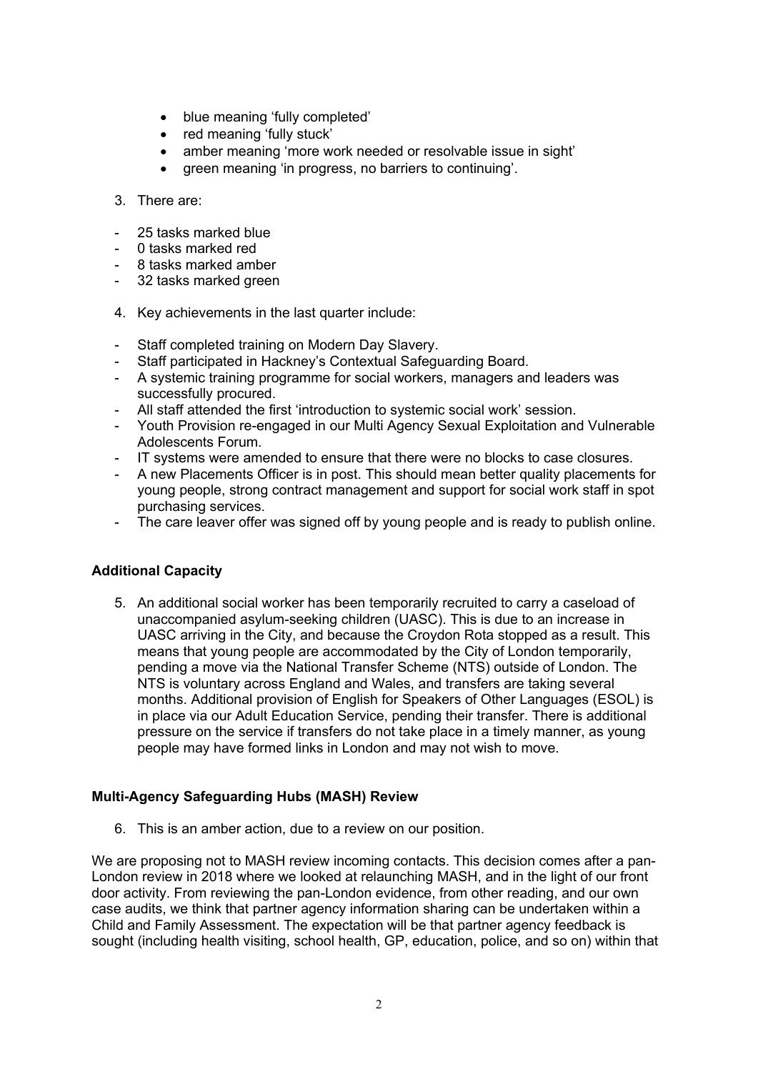- blue meaning 'fully completed'
- red meaning 'fully stuck'
- amber meaning 'more work needed or resolvable issue in sight'
- green meaning 'in progress, no barriers to continuing'.

3. There are:

- 25 tasks marked blue
- 0 tasks marked red
- 8 tasks marked amber
- 32 tasks marked green

4. Key achievements in the last quarter include:

- Staff completed training on Modern Day Slavery.
- Staff participated in Hackney's Contextual Safeguarding Board.
- A systemic training programme for social workers, managers and leaders was successfully procured.
- All staff attended the first 'introduction to systemic social work' session.
- Youth Provision re-engaged in our Multi Agency Sexual Exploitation and Vulnerable Adolescents Forum.
- IT systems were amended to ensure that there were no blocks to case closures.
- A new Placements Officer is in post. This should mean better quality placements for young people, strong contract management and support for social work staff in spot purchasing services.
- The care leaver offer was signed off by young people and is ready to publish online.

**Additional Capacity**

5. An additional social worker has been temporarily recruited to carry a caseload of unaccompanied asylum-seeking children (UASC). This is due to an increase in UASC arriving in the City, and because the Croydon Rota stopped as a result. This means that young people are accommodated by the City of London temporarily, pending a move via the National Transfer Scheme (NTS) outside of London. The NTS is voluntary across England and Wales, and transfers are taking several months. Additional provision of English for Speakers of Other Languages (ESOL) is in place via our Adult Education Service, pending their transfer. There is additional pressure on the service if transfers do not take place in a timely manner, as young people may have formed links in London and may not wish to move.

**Multi-Agency Safeguarding Hubs (MASH) Review**

6. This is an amber action, due to a review on our position.

We are proposing not to MASH review incoming contacts. This decision comes after a pan-London review in 2018 where we looked at relaunching MASH, and in the light of our front door activity. From reviewing the pan-London evidence, from other reading, and our own case audits, we think that partner agency information sharing can be undertaken within a Child and Family Assessment. The expectation will be that partner agency feedback is sought (including health visiting, school health, GP, education, police, and so on) within that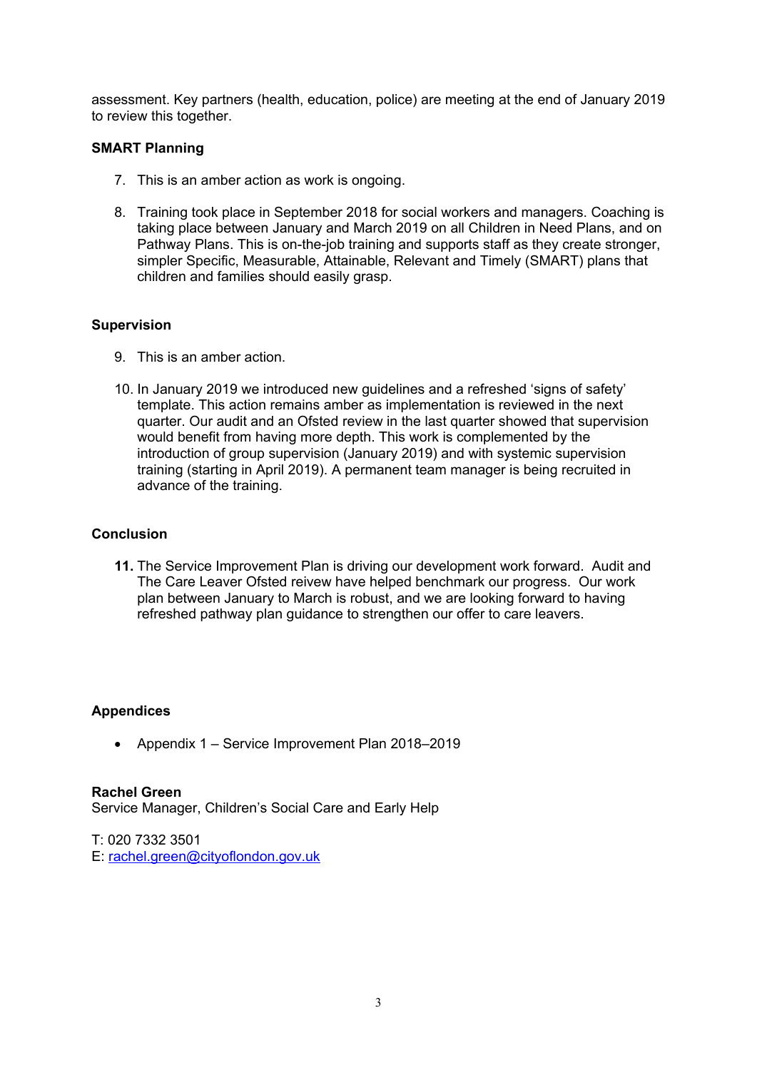assessment. Key partners (health, education, police) are meeting at the end of January 2019 to review this together.

**SMART Planning**

7. This is an amber action as work is ongoing.

8. Training took place in September 2018 for social workers and managers. Coaching is taking place between January and March 2019 on all Children in Need Plans, and on Pathway Plans. This is on-the-job training and supports staff as they create stronger, simpler Specific, Measurable, Attainable, Relevant and Timely (SMART) plans that children and families should easily grasp.

**Supervision**

9. This is an amber action.

10. In January 2019 we introduced new guidelines and a refreshed 'signs of safety' template. This action remains amber as implementation is reviewed in the next quarter. Our audit and an Ofsted review in the last quarter showed that supervision would benefit from having more depth. This work is complemented by the introduction of group supervision (January 2019) and with systemic supervision training (starting in April 2019). A permanent team manager is being recruited in advance of the training.

**Conclusion**

**11.** The Service Improvement Plan is driving our development work forward. Audit and The Care Leaver Ofsted reivew have helped benchmark our progress. Our work plan between January to March is robust, and we are looking forward to having refreshed pathway plan guidance to strengthen our offer to care leavers.

**Appendices**

- Appendix 1 – Service Improvement Plan 2018–2019

**Rachel Green**
Service Manager, Children's Social Care and Early Help

T: 020 7332 3501
E: rachel.green@cityoflondon.gov.uk